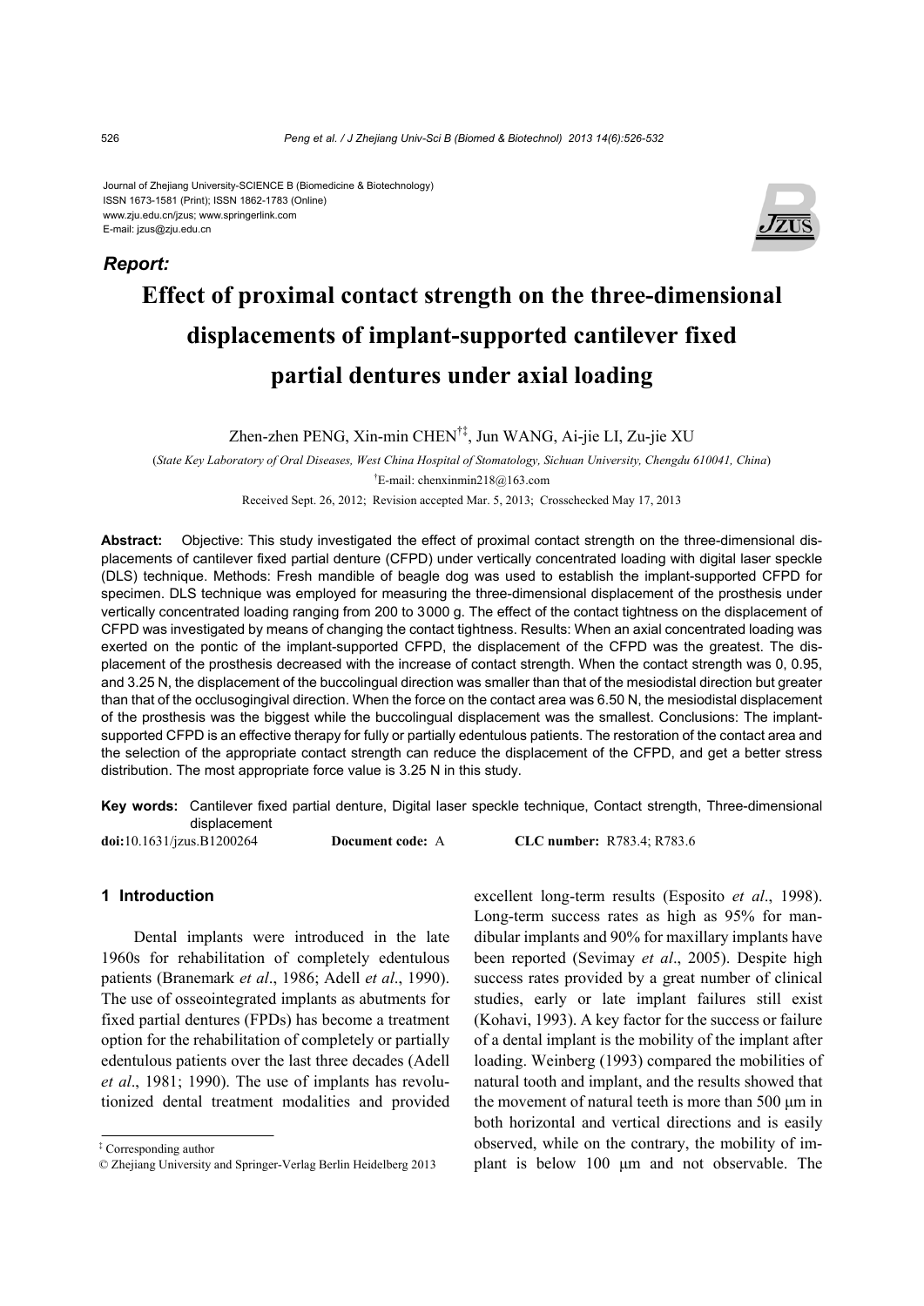Journal of Zhejiang University-SCIENCE B (Biomedicine & Biotechnology)
ISSN 1673-1581 (Print); ISSN 1862-1783 (Online)
www.zju.edu.cn/jzus; www.springerlink.com
E-mail: jzus@zju.edu.cn

***Report:***

# Effect of proximal contact strength on the three-dimensional displacements of implant-supported cantilever fixed partial dentures under axial loading

Zhen-zhen PENG, Xin-min CHEN[†‡], Jun WANG, Ai-jie LI, Zu-jie XU

(*State Key Laboratory of Oral Diseases, West China Hospital of Stomatology, Sichuan University, Chengdu 610041, China*)

[†]E-mail: chenxinmin218@163.com

Received Sept. 26, 2012; Revision accepted Mar. 5, 2013; Crosschecked May 17, 2013

**Abstract:** Objective: This study investigated the effect of proximal contact strength on the three-dimensional displacements of cantilever fixed partial denture (CFPD) under vertically concentrated loading with digital laser speckle (DLS) technique. Methods: Fresh mandible of beagle dog was used to establish the implant-supported CFPD for specimen. DLS technique was employed for measuring the three-dimensional displacement of the prosthesis under vertically concentrated loading ranging from 200 to 3000 g. The effect of the contact tightness on the displacement of CFPD was investigated by means of changing the contact tightness. Results: When an axial concentrated loading was exerted on the pontic of the implant-supported CFPD, the displacement of the CFPD was the greatest. The displacement of the prosthesis decreased with the increase of contact strength. When the contact strength was 0, 0.95, and 3.25 N, the displacement of the buccolingual direction was smaller than that of the mesiodistal direction but greater than that of the occlusogingival direction. When the force on the contact area was 6.50 N, the mesiodistal displacement of the prosthesis was the biggest while the buccolingual displacement was the smallest. Conclusions: The implant-supported CFPD is an effective therapy for fully or partially edentulous patients. The restoration of the contact area and the selection of the appropriate contact strength can reduce the displacement of the CFPD, and get a better stress distribution. The most appropriate force value is 3.25 N in this study.

**Key words:** Cantilever fixed partial denture, Digital laser speckle technique, Contact strength, Three-dimensional displacement

**doi:**10.1631/jzus.B1200264 **Document code:** A **CLC number:** R783.4; R783.6

## 1 Introduction

Dental implants were introduced in the late 1960s for rehabilitation of completely edentulous patients (Branemark *et al*., 1986; Adell *et al*., 1990). The use of osseointegrated implants as abutments for fixed partial dentures (FPDs) has become a treatment option for the rehabilitation of completely or partially edentulous patients over the last three decades (Adell *et al*., 1981; 1990). The use of implants has revolutionized dental treatment modalities and provided excellent long-term results (Esposito *et al*., 1998). Long-term success rates as high as 95% for mandibular implants and 90% for maxillary implants have been reported (Sevimay *et al*., 2005). Despite high success rates provided by a great number of clinical studies, early or late implant failures still exist (Kohavi, 1993). A key factor for the success or failure of a dental implant is the mobility of the implant after loading. Weinberg (1993) compared the mobilities of natural tooth and implant, and the results showed that the movement of natural teeth is more than 500 μm in both horizontal and vertical directions and is easily observed, while on the contrary, the mobility of implant is below 100 μm and not observable. The

---

[‡] Corresponding author

© Zhejiang University and Springer-Verlag Berlin Heidelberg 2013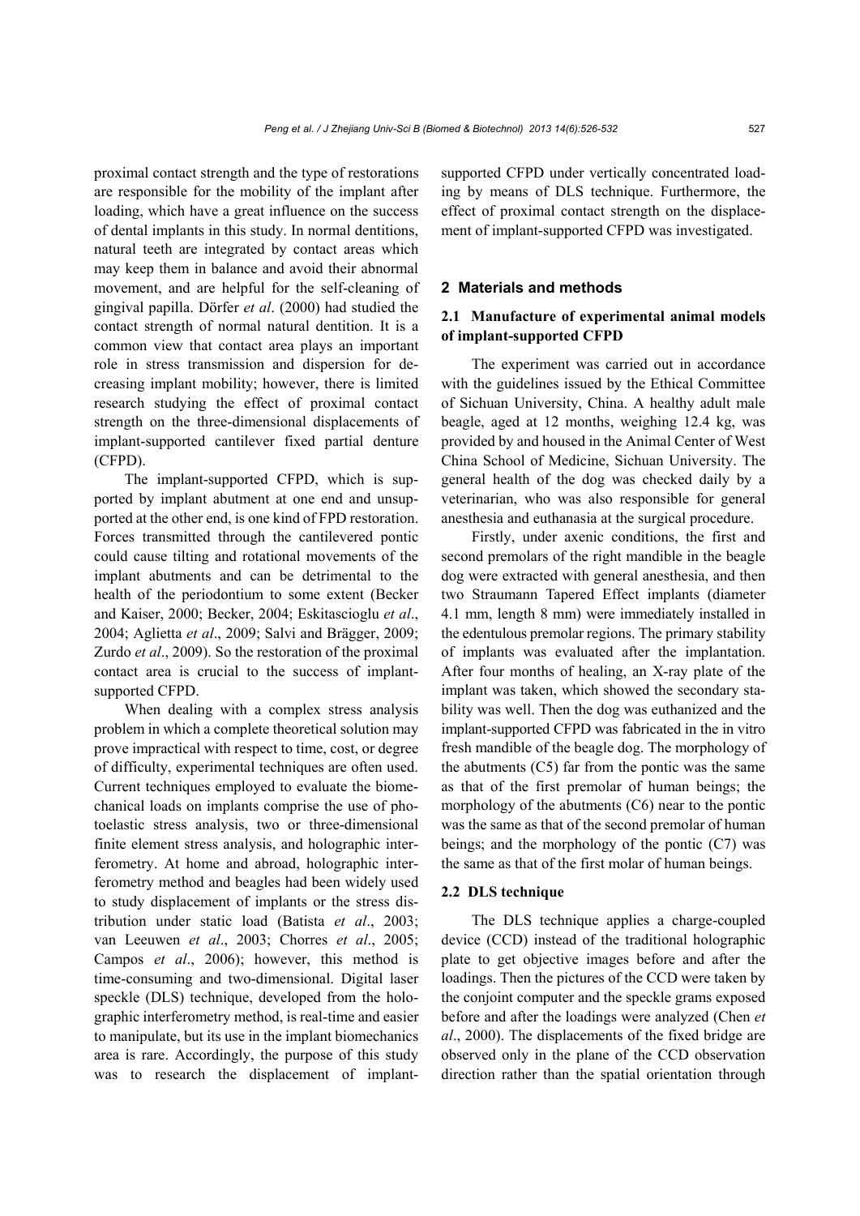proximal contact strength and the type of restorations are responsible for the mobility of the implant after loading, which have a great influence on the success of dental implants in this study. In normal dentitions, natural teeth are integrated by contact areas which may keep them in balance and avoid their abnormal movement, and are helpful for the self-cleaning of gingival papilla. Dörfer *et al*. (2000) had studied the contact strength of normal natural dentition. It is a common view that contact area plays an important role in stress transmission and dispersion for decreasing implant mobility; however, there is limited research studying the effect of proximal contact strength on the three-dimensional displacements of implant-supported cantilever fixed partial denture (CFPD).

The implant-supported CFPD, which is supported by implant abutment at one end and unsupported at the other end, is one kind of FPD restoration. Forces transmitted through the cantilevered pontic could cause tilting and rotational movements of the implant abutments and can be detrimental to the health of the periodontium to some extent (Becker and Kaiser, 2000; Becker, 2004; Eskitascioglu *et al*., 2004; Aglietta *et al*., 2009; Salvi and Brägger, 2009; Zurdo *et al*., 2009). So the restoration of the proximal contact area is crucial to the success of implant-supported CFPD.

When dealing with a complex stress analysis problem in which a complete theoretical solution may prove impractical with respect to time, cost, or degree of difficulty, experimental techniques are often used. Current techniques employed to evaluate the biomechanical loads on implants comprise the use of photoelastic stress analysis, two or three-dimensional finite element stress analysis, and holographic interferometry. At home and abroad, holographic interferometry method and beagles had been widely used to study displacement of implants or the stress distribution under static load (Batista *et al*., 2003; van Leeuwen *et al*., 2003; Chorres *et al*., 2005; Campos *et al*., 2006); however, this method is time-consuming and two-dimensional. Digital laser speckle (DLS) technique, developed from the holographic interferometry method, is real-time and easier to manipulate, but its use in the implant biomechanics area is rare. Accordingly, the purpose of this study was to research the displacement of implant-supported CFPD under vertically concentrated loading by means of DLS technique. Furthermore, the effect of proximal contact strength on the displacement of implant-supported CFPD was investigated.

## 2 Materials and methods

### 2.1 Manufacture of experimental animal models of implant-supported CFPD

The experiment was carried out in accordance with the guidelines issued by the Ethical Committee of Sichuan University, China. A healthy adult male beagle, aged at 12 months, weighing 12.4 kg, was provided by and housed in the Animal Center of West China School of Medicine, Sichuan University. The general health of the dog was checked daily by a veterinarian, who was also responsible for general anesthesia and euthanasia at the surgical procedure.

Firstly, under axenic conditions, the first and second premolars of the right mandible in the beagle dog were extracted with general anesthesia, and then two Straumann Tapered Effect implants (diameter 4.1 mm, length 8 mm) were immediately installed in the edentulous premolar regions. The primary stability of implants was evaluated after the implantation. After four months of healing, an X-ray plate of the implant was taken, which showed the secondary stability was well. Then the dog was euthanized and the implant-supported CFPD was fabricated in the in vitro fresh mandible of the beagle dog. The morphology of the abutments (C5) far from the pontic was the same as that of the first premolar of human beings; the morphology of the abutments (C6) near to the pontic was the same as that of the second premolar of human beings; and the morphology of the pontic (C7) was the same as that of the first molar of human beings.

### 2.2 DLS technique

The DLS technique applies a charge-coupled device (CCD) instead of the traditional holographic plate to get objective images before and after the loadings. Then the pictures of the CCD were taken by the conjoint computer and the speckle grams exposed before and after the loadings were analyzed (Chen *et al*., 2000). The displacements of the fixed bridge are observed only in the plane of the CCD observation direction rather than the spatial orientation through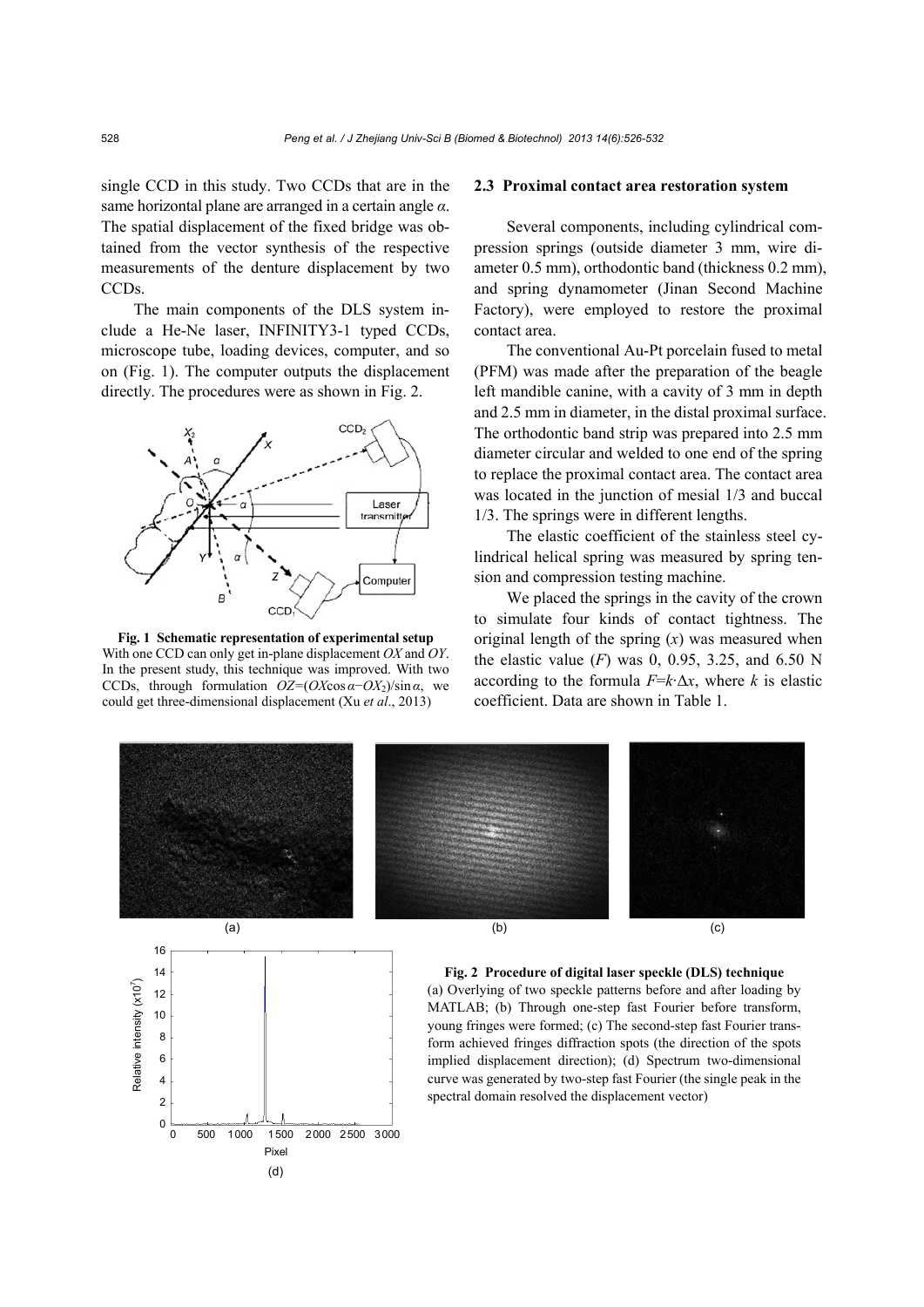single CCD in this study. Two CCDs that are in the same horizontal plane are arranged in a certain angle $\alpha$. The spatial displacement of the fixed bridge was obtained from the vector synthesis of the respective measurements of the denture displacement by two CCDs.

The main components of the DLS system include a He-Ne laser, INFINITY3-1 typed CCDs, microscope tube, loading devices, computer, and so on (Fig. 1). The computer outputs the displacement directly. The procedures were as shown in Fig. 2.

**Fig. 1 Schematic representation of experimental setup**
With one CCD can only get in-plane displacement *OX* and *OY*. In the present study, this technique was improved. With two CCDs, through formulation $OZ=(OX\cos\alpha-OX_2)/\sin\alpha$, we could get three-dimensional displacement (Xu *et al*., 2013)

### 2.3 Proximal contact area restoration system

Several components, including cylindrical compression springs (outside diameter 3 mm, wire diameter 0.5 mm), orthodontic band (thickness 0.2 mm), and spring dynamometer (Jinan Second Machine Factory), were employed to restore the proximal contact area.

The conventional Au-Pt porcelain fused to metal (PFM) was made after the preparation of the beagle left mandible canine, with a cavity of 3 mm in depth and 2.5 mm in diameter, in the distal proximal surface. The orthodontic band strip was prepared into 2.5 mm diameter circular and welded to one end of the spring to replace the proximal contact area. The contact area was located in the junction of mesial 1/3 and buccal 1/3. The springs were in different lengths.

The elastic coefficient of the stainless steel cylindrical helical spring was measured by spring tension and compression testing machine.

We placed the springs in the cavity of the crown to simulate four kinds of contact tightness. The original length of the spring ($x$) was measured when the elastic value ($F$) was 0, 0.95, 3.25, and 6.50 N according to the formula $F=k\cdot\Delta x$, where $k$ is elastic coefficient. Data are shown in Table 1.

**Fig. 2 Procedure of digital laser speckle (DLS) technique**
(a) Overlying of two speckle patterns before and after loading by MATLAB; (b) Through one-step fast Fourier before transform, young fringes were formed; (c) The second-step fast Fourier transform achieved fringes diffraction spots (the direction of the spots implied displacement direction); (d) Spectrum two-dimensional curve was generated by two-step fast Fourier (the single peak in the spectral domain resolved the displacement vector)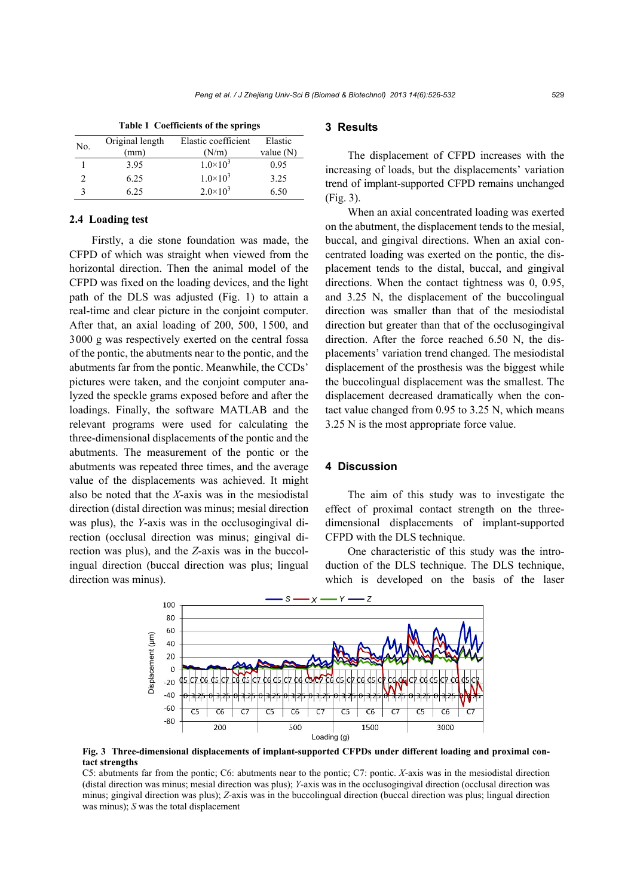**Table 1 Coefficients of the springs**

| No. | Original length (mm) | Elastic coefficient (N/m) | Elastic value (N) |
|---|---|---|---|
| 1 | 3.95 | $1.0\times10^3$ | 0.95 |
| 2 | 6.25 | $1.0\times10^3$ | 3.25 |
| 3 | 6.25 | $2.0\times10^3$ | 6.50 |

### 2.4 Loading test

Firstly, a die stone foundation was made, the CFPD of which was straight when viewed from the horizontal direction. Then the animal model of the CFPD was fixed on the loading devices, and the light path of the DLS was adjusted (Fig. 1) to attain a real-time and clear picture in the conjoint computer. After that, an axial loading of 200, 500, 1500, and 3000 g was respectively exerted on the central fossa of the pontic, the abutments near to the pontic, and the abutments far from the pontic. Meanwhile, the CCDs' pictures were taken, and the conjoint computer analyzed the speckle grams exposed before and after the loadings. Finally, the software MATLAB and the relevant programs were used for calculating the three-dimensional displacements of the pontic and the abutments. The measurement of the pontic or the abutments was repeated three times, and the average value of the displacements was achieved. It might also be noted that the *X*-axis was in the mesiodistal direction (distal direction was minus; mesial direction was plus), the *Y*-axis was in the occlusogingival direction (occlusal direction was minus; gingival direction was plus), and the *Z*-axis was in the buccolingual direction (buccal direction was plus; lingual direction was minus).

## 3 Results

The displacement of CFPD increases with the increasing of loads, but the displacements' variation trend of implant-supported CFPD remains unchanged (Fig. 3).

When an axial concentrated loading was exerted on the abutment, the displacement tends to the mesial, buccal, and gingival directions. When an axial concentrated loading was exerted on the pontic, the displacement tends to the distal, buccal, and gingival directions. When the contact tightness was 0, 0.95, and 3.25 N, the displacement of the buccolingual direction was smaller than that of the mesiodistal direction but greater than that of the occlusogingival direction. After the force reached 6.50 N, the displacements' variation trend changed. The mesiodistal displacement of the prosthesis was the biggest while the buccolingual displacement was the smallest. The displacement decreased dramatically when the contact value changed from 0.95 to 3.25 N, which means 3.25 N is the most appropriate force value.

## 4 Discussion

The aim of this study was to investigate the effect of proximal contact strength on the three-dimensional displacements of implant-supported CFPD with the DLS technique.

One characteristic of this study was the introduction of the DLS technique. The DLS technique, which is developed on the basis of the laser

**Fig. 3 Three-dimensional displacements of implant-supported CFPDs under different loading and proximal contact strengths**

C5: abutments far from the pontic; C6: abutments near to the pontic; C7: pontic. *X*-axis was in the mesiodistal direction (distal direction was minus; mesial direction was plus); *Y*-axis was in the occlusogingival direction (occlusal direction was minus; gingival direction was plus); *Z*-axis was in the buccolingual direction (buccal direction was plus; lingual direction was minus); *S* was the total displacement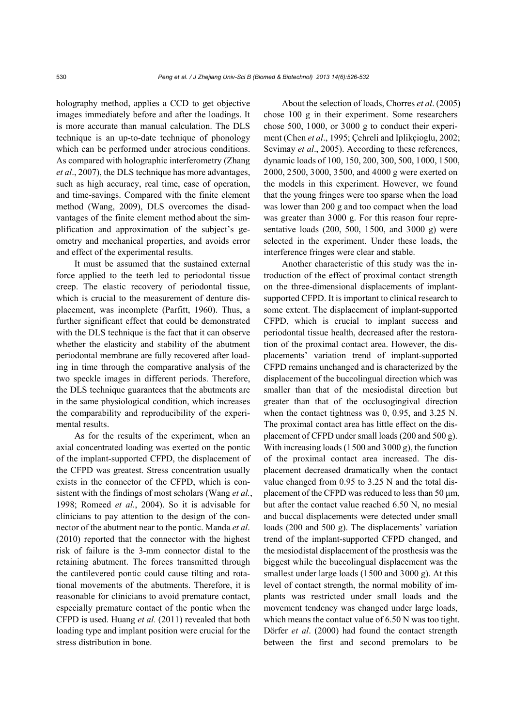holography method, applies a CCD to get objective images immediately before and after the loadings. It is more accurate than manual calculation. The DLS technique is an up-to-date technique of phonology which can be performed under atrocious conditions. As compared with holographic interferometry (Zhang *et al*., 2007), the DLS technique has more advantages, such as high accuracy, real time, ease of operation, and time-savings. Compared with the finite element method (Wang, 2009), DLS overcomes the disadvantages of the finite element method about the simplification and approximation of the subject's geometry and mechanical properties, and avoids error and effect of the experimental results.

It must be assumed that the sustained external force applied to the teeth led to periodontal tissue creep. The elastic recovery of periodontal tissue, which is crucial to the measurement of denture displacement, was incomplete (Parfitt, 1960). Thus, a further significant effect that could be demonstrated with the DLS technique is the fact that it can observe whether the elasticity and stability of the abutment periodontal membrane are fully recovered after loading in time through the comparative analysis of the two speckle images in different periods. Therefore, the DLS technique guarantees that the abutments are in the same physiological condition, which increases the comparability and reproducibility of the experimental results.

As for the results of the experiment, when an axial concentrated loading was exerted on the pontic of the implant-supported CFPD, the displacement of the CFPD was greatest. Stress concentration usually exists in the connector of the CFPD, which is consistent with the findings of most scholars (Wang *et al.*, 1998; Romeed *et al.*, 2004). So it is advisable for clinicians to pay attention to the design of the connector of the abutment near to the pontic. Manda *et al*. (2010) reported that the connector with the highest risk of failure is the 3-mm connector distal to the retaining abutment. The forces transmitted through the cantilevered pontic could cause tilting and rotational movements of the abutments. Therefore, it is reasonable for clinicians to avoid premature contact, especially premature contact of the pontic when the CFPD is used. Huang *et al.* (2011) revealed that both loading type and implant position were crucial for the stress distribution in bone.

About the selection of loads, Chorres *et al*. (2005) chose 100 g in their experiment. Some researchers chose 500, 1000, or 3000 g to conduct their experiment (Chen *et al*., 1995; Çehreli and Iplikçioglu, 2002; Sevimay *et al*., 2005). According to these references, dynamic loads of 100, 150, 200, 300, 500, 1000, 1500, 2000, 2500, 3000, 3500, and 4000 g were exerted on the models in this experiment. However, we found that the young fringes were too sparse when the load was lower than 200 g and too compact when the load was greater than 3000 g. For this reason four representative loads (200, 500, 1500, and 3000 g) were selected in the experiment. Under these loads, the interference fringes were clear and stable.

Another characteristic of this study was the introduction of the effect of proximal contact strength on the three-dimensional displacements of implant-supported CFPD. It is important to clinical research to some extent. The displacement of implant-supported CFPD, which is crucial to implant success and periodontal tissue health, decreased after the restoration of the proximal contact area. However, the displacements' variation trend of implant-supported CFPD remains unchanged and is characterized by the displacement of the buccolingual direction which was smaller than that of the mesiodistal direction but greater than that of the occlusogingival direction when the contact tightness was 0, 0.95, and 3.25 N. The proximal contact area has little effect on the displacement of CFPD under small loads (200 and 500 g). With increasing loads (1500 and 3000 g), the function of the proximal contact area increased. The displacement decreased dramatically when the contact value changed from 0.95 to 3.25 N and the total displacement of the CFPD was reduced to less than 50 μm, but after the contact value reached 6.50 N, no mesial and buccal displacements were detected under small loads (200 and 500 g). The displacements' variation trend of the implant-supported CFPD changed, and the mesiodistal displacement of the prosthesis was the biggest while the buccolingual displacement was the smallest under large loads (1500 and 3000 g). At this level of contact strength, the normal mobility of implants was restricted under small loads and the movement tendency was changed under large loads, which means the contact value of 6.50 N was too tight. Dörfer *et al*. (2000) had found the contact strength between the first and second premolars to be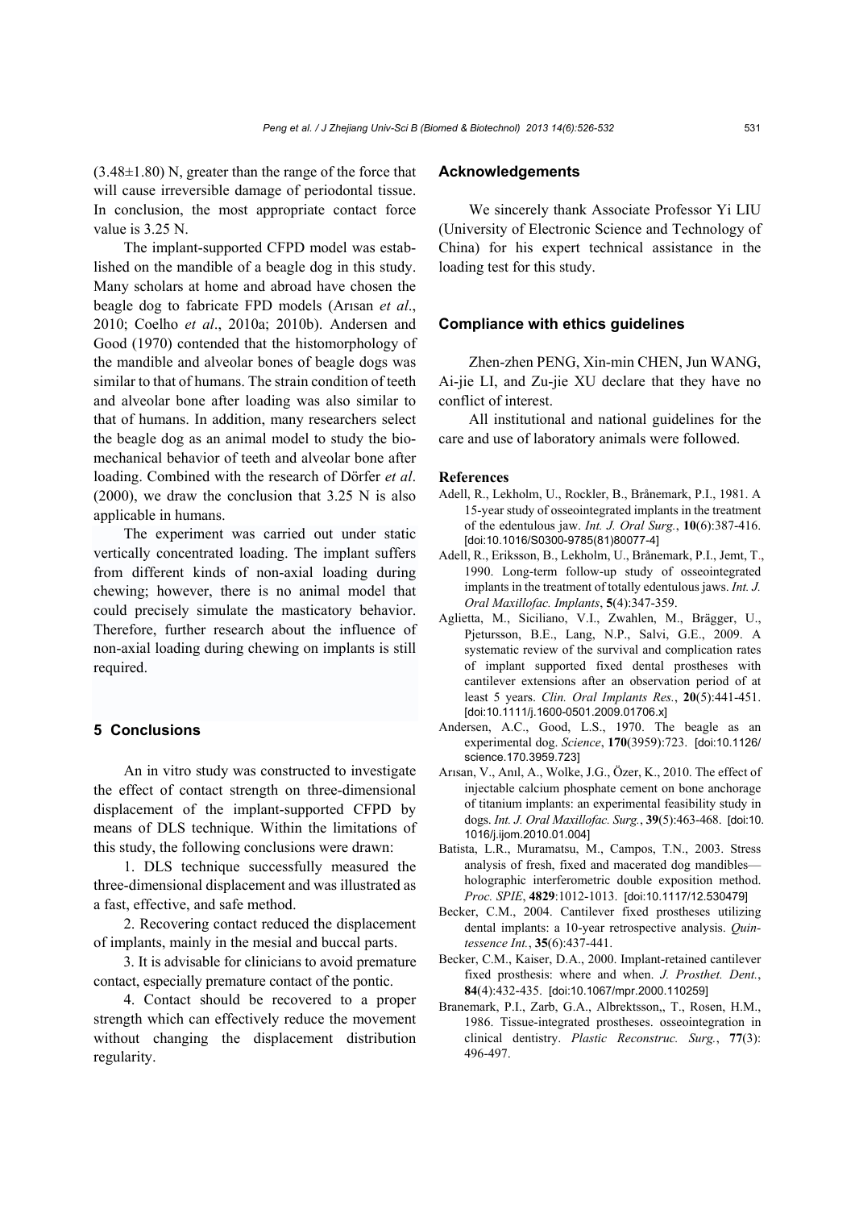(3.48±1.80) N, greater than the range of the force that will cause irreversible damage of periodontal tissue. In conclusion, the most appropriate contact force value is 3.25 N.

The implant-supported CFPD model was established on the mandible of a beagle dog in this study. Many scholars at home and abroad have chosen the beagle dog to fabricate FPD models (Arısan *et al*., 2010; Coelho *et al*., 2010a; 2010b). Andersen and Good (1970) contended that the histomorphology of the mandible and alveolar bones of beagle dogs was similar to that of humans. The strain condition of teeth and alveolar bone after loading was also similar to that of humans. In addition, many researchers select the beagle dog as an animal model to study the biomechanical behavior of teeth and alveolar bone after loading. Combined with the research of Dörfer *et al*. (2000), we draw the conclusion that 3.25 N is also applicable in humans.

The experiment was carried out under static vertically concentrated loading. The implant suffers from different kinds of non-axial loading during chewing; however, there is no animal model that could precisely simulate the masticatory behavior. Therefore, further research about the influence of non-axial loading during chewing on implants is still required.

## 5 Conclusions

An in vitro study was constructed to investigate the effect of contact strength on three-dimensional displacement of the implant-supported CFPD by means of DLS technique. Within the limitations of this study, the following conclusions were drawn:

1. DLS technique successfully measured the three-dimensional displacement and was illustrated as a fast, effective, and safe method.

2. Recovering contact reduced the displacement of implants, mainly in the mesial and buccal parts.

3. It is advisable for clinicians to avoid premature contact, especially premature contact of the pontic.

4. Contact should be recovered to a proper strength which can effectively reduce the movement without changing the displacement distribution regularity.

## Acknowledgements

We sincerely thank Associate Professor Yi LIU (University of Electronic Science and Technology of China) for his expert technical assistance in the loading test for this study.

## Compliance with ethics guidelines

Zhen-zhen PENG, Xin-min CHEN, Jun WANG, Ai-jie LI, and Zu-jie XU declare that they have no conflict of interest.

All institutional and national guidelines for the care and use of laboratory animals were followed.

### References

Adell, R., Lekholm, U., Rockler, B., Brånemark, P.I., 1981. A 15-year study of osseointegrated implants in the treatment of the edentulous jaw. *Int. J. Oral Surg.*, **10**(6):387-416. [doi:10.1016/S0300-9785(81)80077-4]

Adell, R., Eriksson, B., Lekholm, U., Brånemark, P.I., Jemt, T., 1990. Long-term follow-up study of osseointegrated implants in the treatment of totally edentulous jaws. *Int. J. Oral Maxillofac. Implants*, **5**(4):347-359.

Aglietta, M., Siciliano, V.I., Zwahlen, M., Brägger, U., Pjetursson, B.E., Lang, N.P., Salvi, G.E., 2009. A systematic review of the survival and complication rates of implant supported fixed dental prostheses with cantilever extensions after an observation period of at least 5 years. *Clin. Oral Implants Res.*, **20**(5):441-451. [doi:10.1111/j.1600-0501.2009.01706.x]

Andersen, A.C., Good, L.S., 1970. The beagle as an experimental dog. *Science*, **170**(3959):723. [doi:10.1126/science.170.3959.723]

Arısan, V., Anıl, A., Wolke, J.G., Özer, K., 2010. The effect of injectable calcium phosphate cement on bone anchorage of titanium implants: an experimental feasibility study in dogs. *Int. J. Oral Maxillofac. Surg.*, **39**(5):463-468. [doi:10.1016/j.ijom.2010.01.004]

Batista, L.R., Muramatsu, M., Campos, T.N., 2003. Stress analysis of fresh, fixed and macerated dog mandibles—holographic interferometric double exposition method. *Proc. SPIE*, **4829**:1012-1013. [doi:10.1117/12.530479]

Becker, C.M., 2004. Cantilever fixed prostheses utilizing dental implants: a 10-year retrospective analysis. *Quintessence Int.*, **35**(6):437-441.

Becker, C.M., Kaiser, D.A., 2000. Implant-retained cantilever fixed prosthesis: where and when. *J. Prosthet. Dent.*, **84**(4):432-435. [doi:10.1067/mpr.2000.110259]

Branemark, P.I., Zarb, G.A., Albrektsson,, T., Rosen, H.M., 1986. Tissue-integrated prostheses. osseointegration in clinical dentistry. *Plastic Reconstruc. Surg.*, **77**(3): 496-497.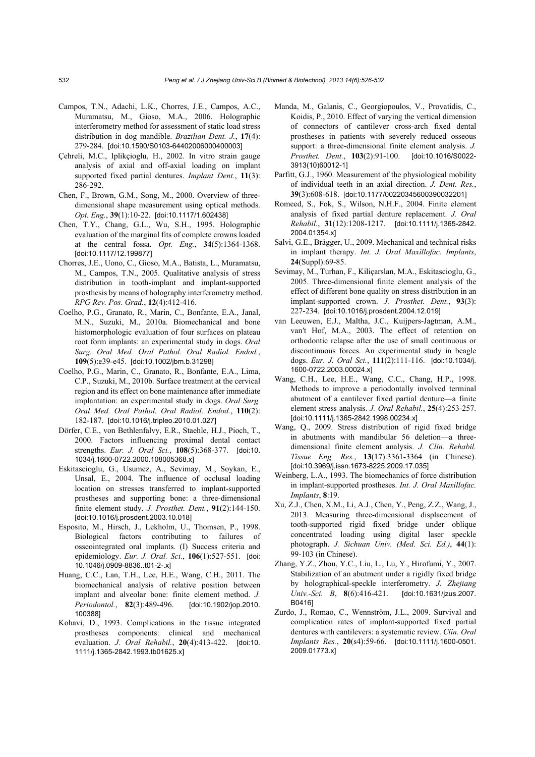Campos, T.N., Adachi, L.K., Chorres, J.E., Campos, A.C., Muramatsu, M., Gioso, M.A., 2006. Holographic interferometry method for assessment of static load stress distribution in dog mandible. *Brazilian Dent. J.*, **17**(4): 279-284. [doi:10.1590/S0103-64402006000400003]

Çehreli, M.C., Iplikçioglu, H., 2002. In vitro strain gauge analysis of axial and off-axial loading on implant supported fixed partial dentures. *Implant Dent.*, **11**(3): 286-292.

Chen, F., Brown, G.M., Song, M., 2000. Overview of three-dimensional shape measurement using optical methods. *Opt. Eng.*, **39**(1):10-22. [doi:10.1117/1.602438]

Chen, T.Y., Chang, G.L., Wu, S.H., 1995. Holographic evaluation of the marginal fits of complete crowns loaded at the central fossa. *Opt. Eng.*, **34**(5):1364-1368. [doi:10.1117/12.199877]

Chorres, J.E., Uono, C., Gioso, M.A., Batista, L., Muramatsu, M., Campos, T.N., 2005. Qualitative analysis of stress distribution in tooth-implant and implant-supported prosthesis by means of holography interferometry method. *RPG Rev. Pos. Grad.*, **12**(4):412-416.

Coelho, P.G., Granato, R., Marin, C., Bonfante, E.A., Janal, M.N., Suzuki, M., 2010a. Biomechanical and bone histomorphologic evaluation of four surfaces on plateau root form implants: an experimental study in dogs. *Oral Surg. Oral Med. Oral Pathol. Oral Radiol. Endod.*, **109**(5):e39-e45. [doi:10.1002/jbm.b.31298]

Coelho, P.G., Marin, C., Granato, R., Bonfante, E.A., Lima, C.P., Suzuki, M., 2010b. Surface treatment at the cervical region and its effect on bone maintenance after immediate implantation: an experimental study in dogs. *Oral Surg. Oral Med. Oral Pathol. Oral Radiol. Endod.*, **110**(2): 182-187. [doi:10.1016/j.tripleo.2010.01.027]

Dörfer, C.E., von Bethlenfalvy, E.R., Staehle, H.J., Pioch, T., 2000. Factors influencing proximal dental contact strengths. *Eur. J. Oral Sci.*, **108**(5):368-377. [doi:10.1034/j.1600-0722.2000.108005368.x]

Eskitascioglu, G., Usumez, A., Sevimay, M., Soykan, E., Unsal, E., 2004. The influence of occlusal loading location on stresses transferred to implant-supported prostheses and supporting bone: a three-dimensional finite element study. *J. Prosthet. Dent.*, **91**(2):144-150. [doi:10.1016/j.prosdent.2003.10.018]

Esposito, M., Hirsch, J., Lekholm, U., Thomsen, P., 1998. Biological factors contributing to failures of osseointegrated oral implants. (I) Success criteria and epidemiology. *Eur. J. Oral. Sci.*, **106**(1):527-551. [doi: 10.1046/j.0909-8836..t01-2-.x]

Huang, C.C., Lan, T.H., Lee, H.E., Wang, C.H., 2011. The biomechanical analysis of relative position between implant and alveolar bone: finite element method. *J. Periodontol.*, **82**(3):489-496. [doi:10.1902/jop.2010.100388]

Kohavi, D., 1993. Complications in the tissue integrated prostheses components: clinical and mechanical evaluation. *J. Oral Rehabil.*, **20**(4):413-422. [doi:10.1111/j.1365-2842.1993.tb01625.x]

Manda, M., Galanis, C., Georgiopoulos, V., Provatidis, C., Koidis, P., 2010. Effect of varying the vertical dimension of connectors of cantilever cross-arch fixed dental prostheses in patients with severely reduced osseous support: a three-dimensional finite element analysis. *J. Prosthet. Dent.*, **103**(2):91-100. [doi:10.1016/S0022-3913(10)60012-1]

Parfitt, G.J., 1960. Measurement of the physiological mobility of individual teeth in an axial direction. *J. Dent. Res.*, **39**(3):608-618. [doi:10.1177/00220345600390032201]

Romeed, S., Fok, S., Wilson, N.H.F., 2004. Finite element analysis of fixed partial denture replacement. *J. Oral Rehabil.*, **31**(12):1208-1217. [doi:10.1111/j.1365-2842.2004.01354.x]

Salvi, G.E., Brägger, U., 2009. Mechanical and technical risks in implant therapy. *Int. J. Oral Maxillofac. Implants*, **24**(Suppl):69-85.

Sevimay, M., Turhan, F., Kiliçarslan, M.A., Eskitascioglu, G., 2005. Three-dimensional finite element analysis of the effect of different bone quality on stress distribution in an implant-supported crown. *J. Prosthet. Dent.*, **93**(3): 227-234. [doi:10.1016/j.prosdent.2004.12.019]

van Leeuwen, E.J., Maltha, J.C., Kuijpers-Jagtman, A.M., van't Hof, M.A., 2003. The effect of retention on orthodontic relapse after the use of small continuous or discontinuous forces. An experimental study in beagle dogs. *Eur. J. Oral Sci.*, **111**(2):111-116. [doi:10.1034/j.1600-0722.2003.00024.x]

Wang, C.H., Lee, H.E., Wang, C.C., Chang, H.P., 1998. Methods to improve a periodontally involved terminal abutment of a cantilever fixed partial denture—a finite element stress analysis. *J. Oral Rehabil.*, **25**(4):253-257. [doi:10.1111/j.1365-2842.1998.00234.x]

Wang, Q., 2009. Stress distribution of rigid fixed bridge in abutments with mandibular 56 deletion—a three-dimensional finite element analysis. *J. Clin. Rehabil. Tissue Eng. Res.*, **13**(17):3361-3364 (in Chinese). [doi:10.3969/j.issn.1673-8225.2009.17.035]

Weinberg, L.A., 1993. The biomechanics of force distribution in implant-supported prostheses. *Int. J. Oral Maxillofac. Implants*, **8**:19.

Xu, Z.J., Chen, X.M., Li, A.J., Chen, Y., Peng, Z.Z., Wang, J., 2013. Measuring three-dimensional displacement of tooth-supported rigid fixed bridge under oblique concentrated loading using digital laser speckle photograph. *J. Sichuan Univ. (Med. Sci. Ed.)*, **44**(1): 99-103 (in Chinese).

Zhang, Y.Z., Zhou, Y.C., Liu, L., Lu, Y., Hirofumi, Y., 2007. Stabilization of an abutment under a rigidly fixed bridge by holographical-speckle interferometry. *J. Zhejiang Univ.-Sci. B*, **8**(6):416-421. [doi:10.1631/jzus.2007.B0416]

Zurdo, J., Romao, C., Wennström, J.L., 2009. Survival and complication rates of implant-supported fixed partial dentures with cantilevers: a systematic review. *Clin. Oral Implants Res.*, **20**(s4):59-66. [doi:10.1111/j.1600-0501.2009.01773.x]